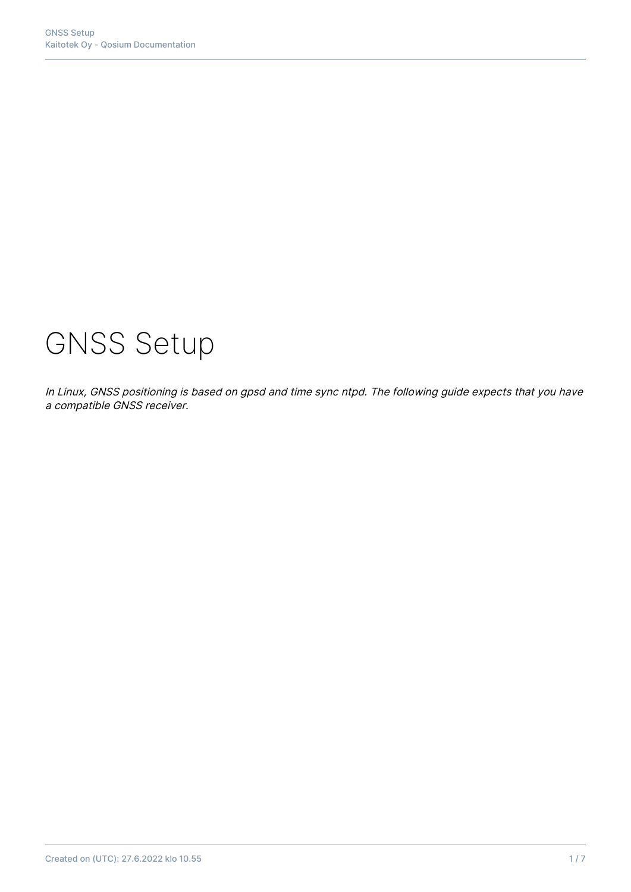# GNSS Setup

*In Linux, GNSS positioning is based on gpsd and time sync ntpd. The following guide expects that you have a compatible GNSS receiver.*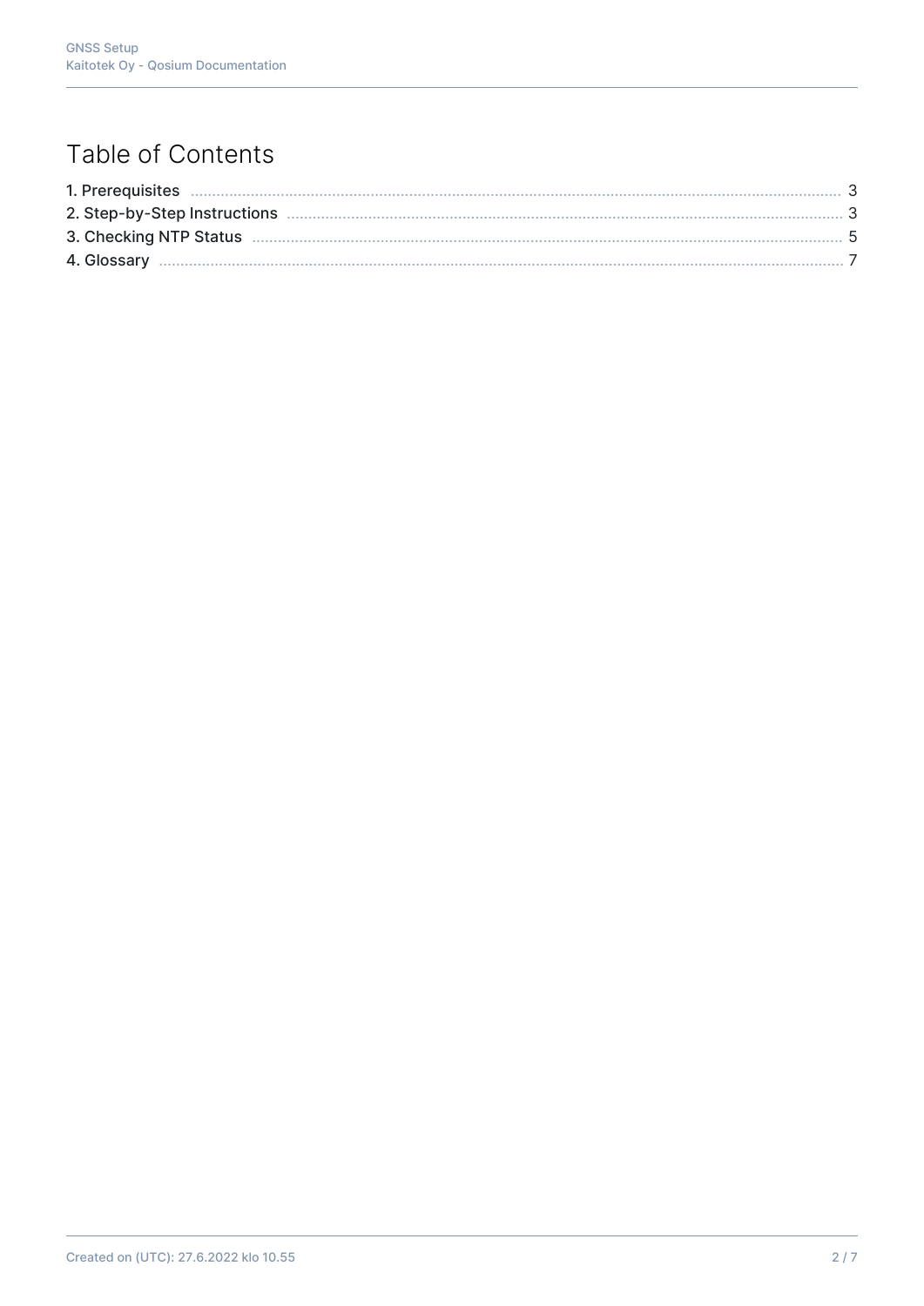# Table of Contents

1. Prerequisites ........ 3
2. Step-by-Step Instructions ........ 3
3. Checking NTP Status ........ 5
4. Glossary ........ 7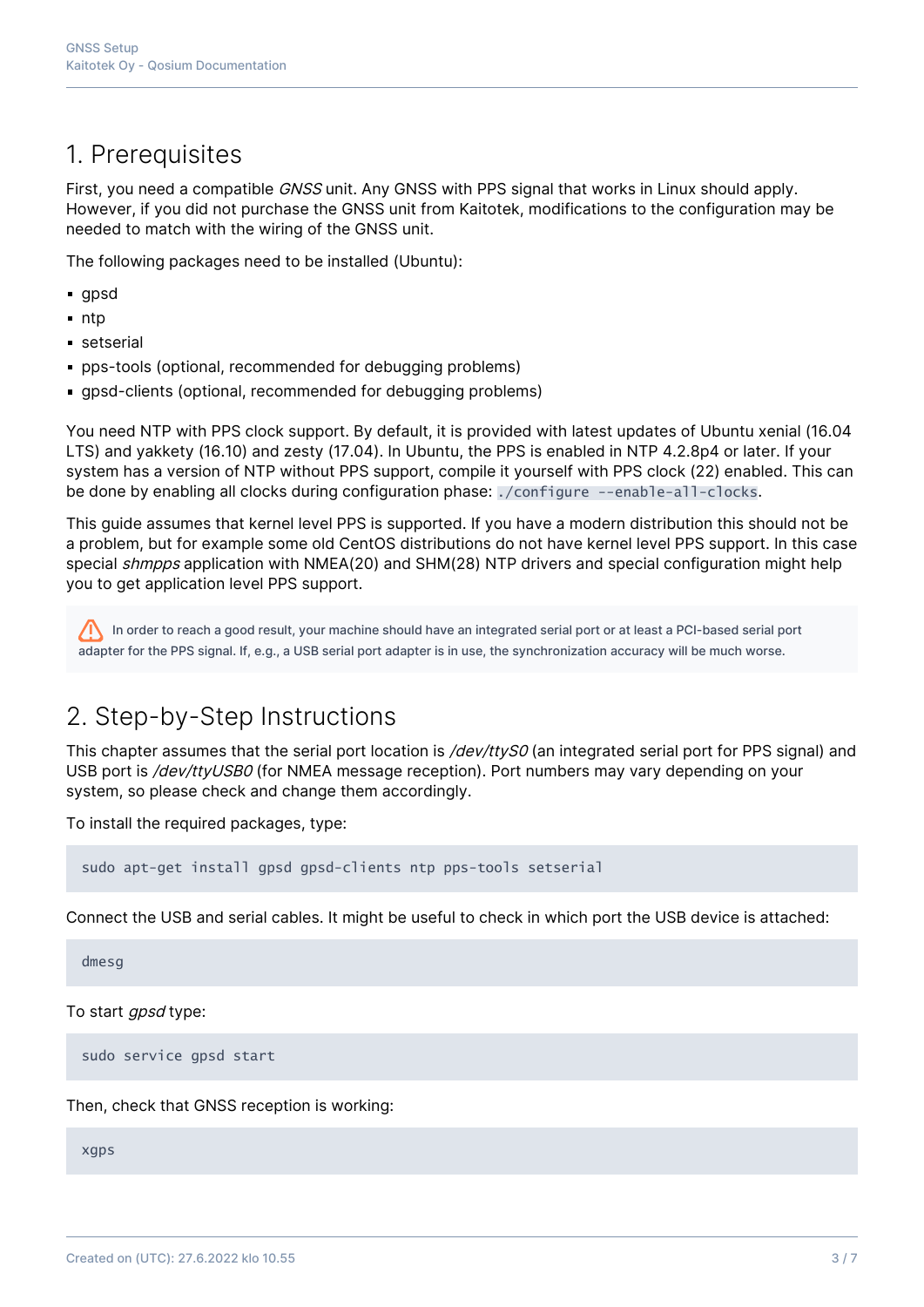# 1. Prerequisites

First, you need a compatible *GNSS* unit. Any GNSS with PPS signal that works in Linux should apply. However, if you did not purchase the GNSS unit from Kaitotek, modifications to the configuration may be needed to match with the wiring of the GNSS unit.

The following packages need to be installed (Ubuntu):

- gpsd
- ntp
- setserial
- pps-tools (optional, recommended for debugging problems)
- gpsd-clients (optional, recommended for debugging problems)

You need NTP with PPS clock support. By default, it is provided with latest updates of Ubuntu xenial (16.04 LTS) and yakkety (16.10) and zesty (17.04). In Ubuntu, the PPS is enabled in NTP 4.2.8p4 or later. If your system has a version of NTP without PPS support, compile it yourself with PPS clock (22) enabled. This can be done by enabling all clocks during configuration phase: `./configure --enable-all-clocks`.

This guide assumes that kernel level PPS is supported. If you have a modern distribution this should not be a problem, but for example some old CentOS distributions do not have kernel level PPS support. In this case special *shmpps* application with NMEA(20) and SHM(28) NTP drivers and special configuration might help you to get application level PPS support.

> ⚠ In order to reach a good result, your machine should have an integrated serial port or at least a PCI-based serial port adapter for the PPS signal. If, e.g., a USB serial port adapter is in use, the synchronization accuracy will be much worse.

# 2. Step-by-Step Instructions

This chapter assumes that the serial port location is */dev/ttyS0* (an integrated serial port for PPS signal) and USB port is */dev/ttyUSB0* (for NMEA message reception). Port numbers may vary depending on your system, so please check and change them accordingly.

To install the required packages, type:

```
sudo apt-get install gpsd gpsd-clients ntp pps-tools setserial
```

Connect the USB and serial cables. It might be useful to check in which port the USB device is attached:

```
dmesg
```

To start *gpsd* type:

```
sudo service gpsd start
```

Then, check that GNSS reception is working:

```
xgps
```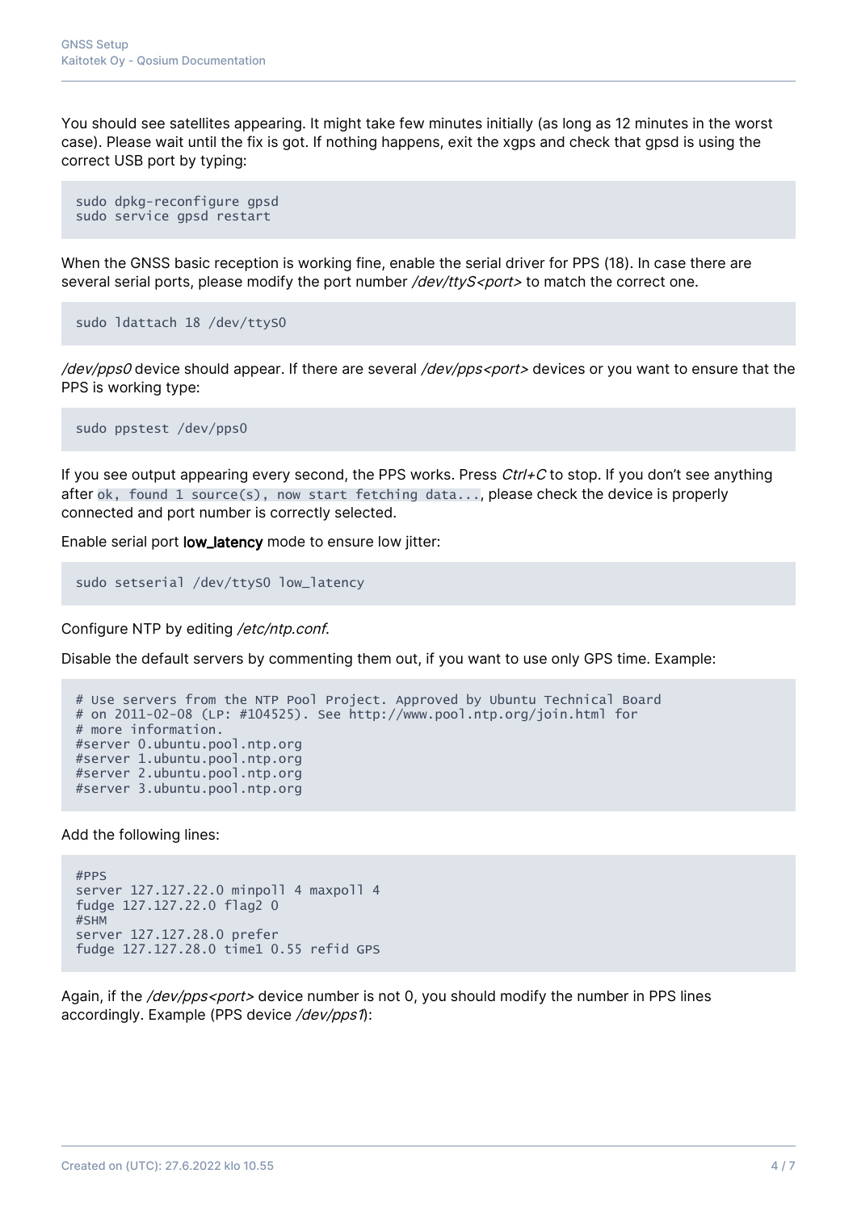You should see satellites appearing. It might take few minutes initially (as long as 12 minutes in the worst case). Please wait until the fix is got. If nothing happens, exit the xgps and check that gpsd is using the correct USB port by typing:

```
sudo dpkg-reconfigure gpsd
sudo service gpsd restart
```

When the GNSS basic reception is working fine, enable the serial driver for PPS (18). In case there are several serial ports, please modify the port number */dev/ttyS<port>* to match the correct one.

```
sudo ldattach 18 /dev/ttyS0
```

*/dev/pps0* device should appear. If there are several */dev/pps<port>* devices or you want to ensure that the PPS is working type:

```
sudo ppstest /dev/pps0
```

If you see output appearing every second, the PPS works. Press *Ctrl+C* to stop. If you don't see anything after `ok, found 1 source(s), now start fetching data...`, please check the device is properly connected and port number is correctly selected.

Enable serial port **low_latency** mode to ensure low jitter:

```
sudo setserial /dev/ttyS0 low_latency
```

Configure NTP by editing */etc/ntp.conf*.

Disable the default servers by commenting them out, if you want to use only GPS time. Example:

```
# Use servers from the NTP Pool Project. Approved by Ubuntu Technical Board
# on 2011-02-08 (LP: #104525). See http://www.pool.ntp.org/join.html for
# more information.
#server 0.ubuntu.pool.ntp.org
#server 1.ubuntu.pool.ntp.org
#server 2.ubuntu.pool.ntp.org
#server 3.ubuntu.pool.ntp.org
```

Add the following lines:

```
#PPS
server 127.127.22.0 minpoll 4 maxpoll 4
fudge 127.127.22.0 flag2 0
#SHM
server 127.127.28.0 prefer
fudge 127.127.28.0 time1 0.55 refid GPS
```

Again, if the */dev/pps<port>* device number is not 0, you should modify the number in PPS lines accordingly. Example (PPS device */dev/pps1*):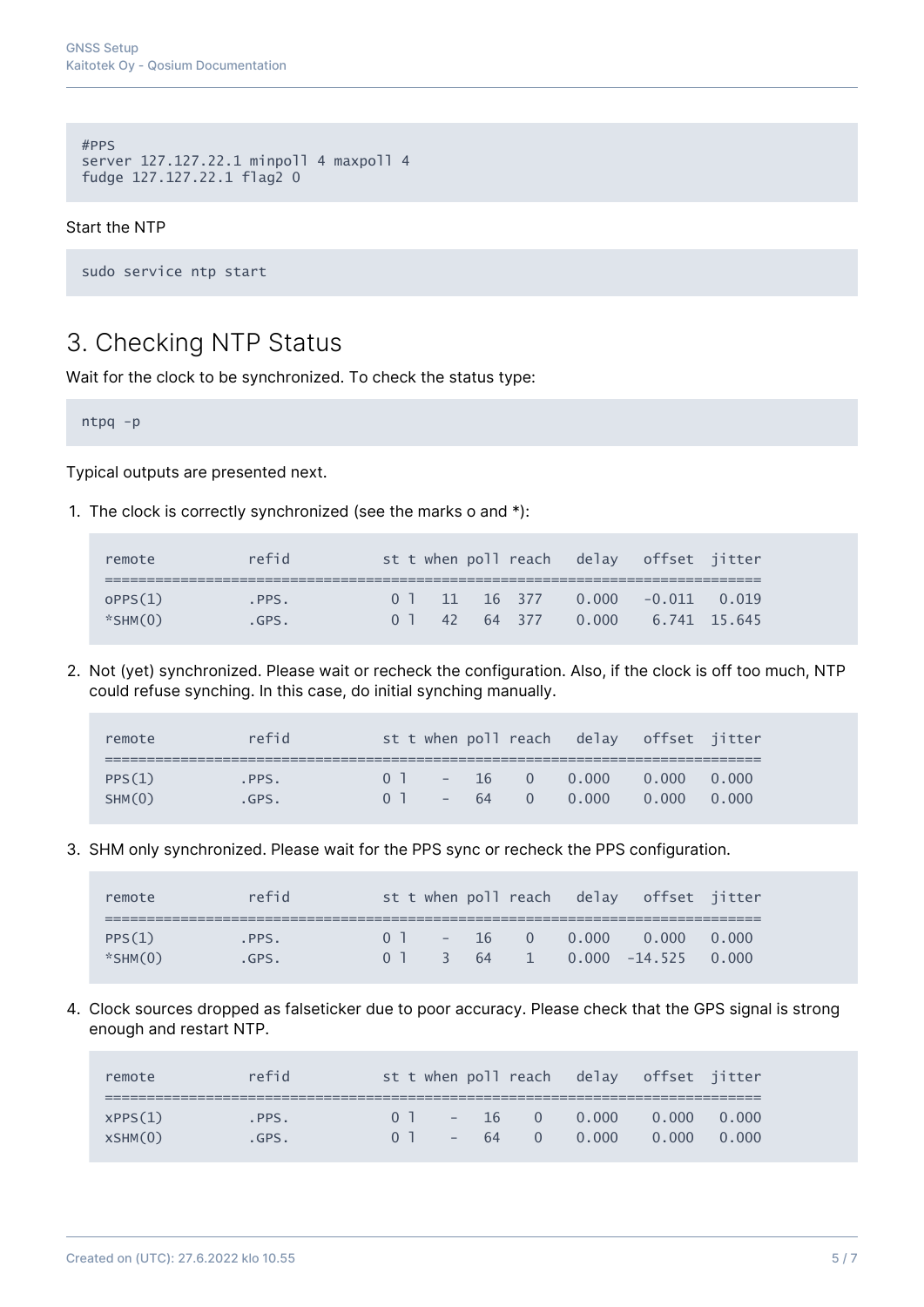```
#PPS
server 127.127.22.1 minpoll 4 maxpoll 4
fudge 127.127.22.1 flag2 0
```

Start the NTP

```
sudo service ntp start
```

# 3. Checking NTP Status

Wait for the clock to be synchronized. To check the status type:

```
ntpq -p
```

Typical outputs are presented next.

1. The clock is correctly synchronized (see the marks o and *):

```
remote          refid          st t when poll reach   delay   offset  jitter
==============================================================================
oPPS(1)         .PPS.           0 l   11   16  377    0.000   -0.011   0.019
*SHM(0)         .GPS.           0 l   42   64  377    0.000    6.741  15.645
```

2. Not (yet) synchronized. Please wait or recheck the configuration. Also, if the clock is off too much, NTP could refuse synching. In this case, do initial synching manually.

```
remote          refid          st t when poll reach   delay   offset  jitter
==============================================================================
PPS(1)          .PPS.           0 l    -   16    0   0.000    0.000   0.000
SHM(0)          .GPS.           0 l    -   64    0   0.000    0.000   0.000
```

3. SHM only synchronized. Please wait for the PPS sync or recheck the PPS configuration.

```
remote          refid          st t when poll reach   delay   offset  jitter
==============================================================================
PPS(1)          .PPS.           0 l    -   16    0   0.000    0.000   0.000
*SHM(0)         .GPS.           0 l    3   64    1   0.000  -14.525   0.000
```

4. Clock sources dropped as falseticker due to poor accuracy. Please check that the GPS signal is strong enough and restart NTP.

```
remote          refid          st t when poll reach   delay   offset  jitter
==============================================================================
xPPS(1)         .PPS.           0 l    -   16    0    0.000    0.000   0.000
xSHM(0)         .GPS.           0 l    -   64    0    0.000    0.000   0.000
```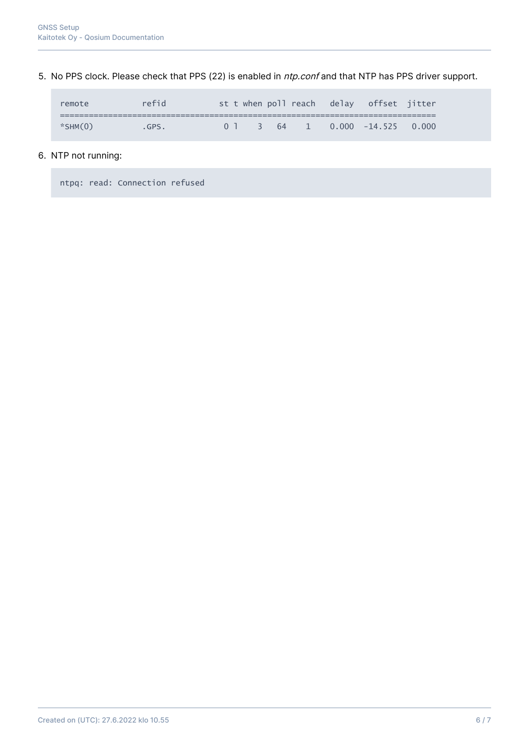5. No PPS clock. Please check that PPS (22) is enabled in *ntp.conf* and that NTP has PPS driver support.

```
remote           refid           st t when poll reach   delay   offset  jitter
==============================================================================
*SHM(0)          .GPS.            0 l    3   64    1    0.000  -14.525   0.000
```

6. NTP not running:

```
ntpq: read: Connection refused
```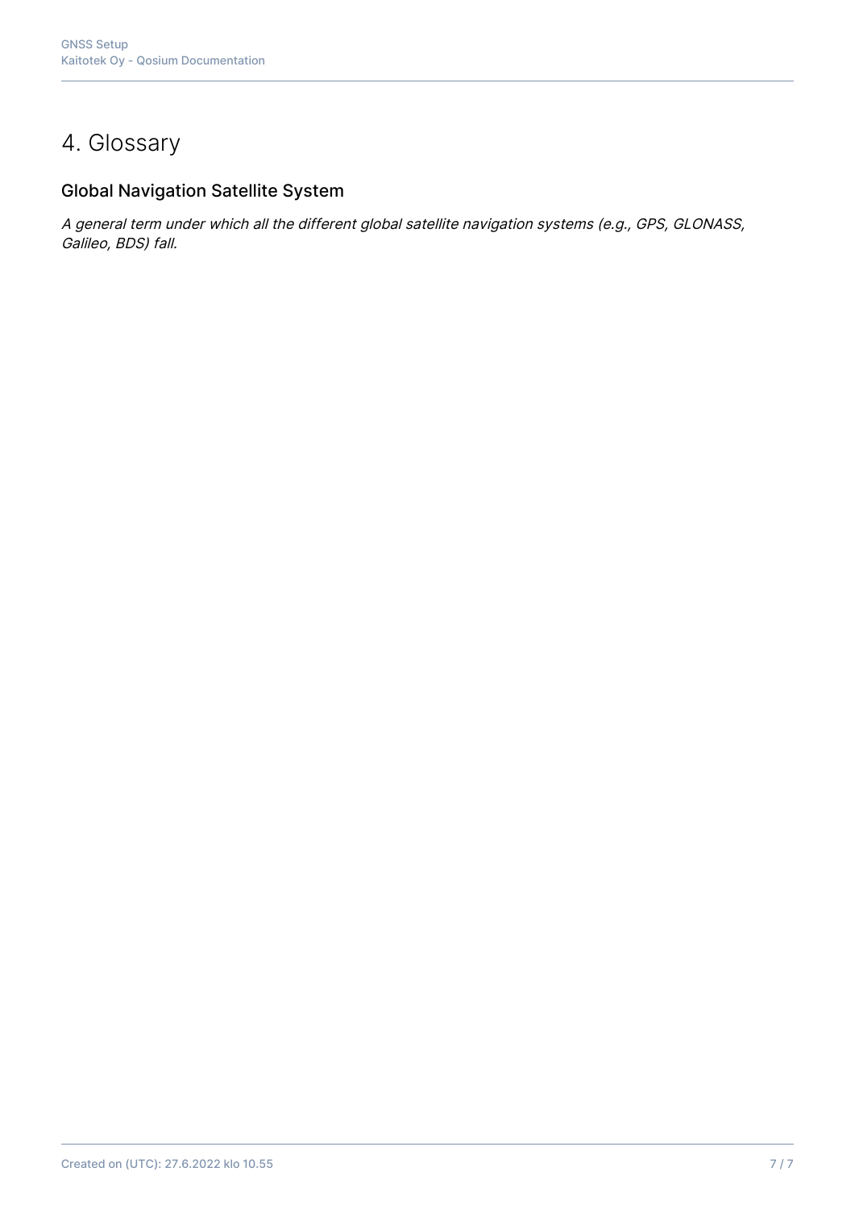# 4. Glossary

## Global Navigation Satellite System

*A general term under which all the different global satellite navigation systems (e.g., GPS, GLONASS, Galileo, BDS) fall.*